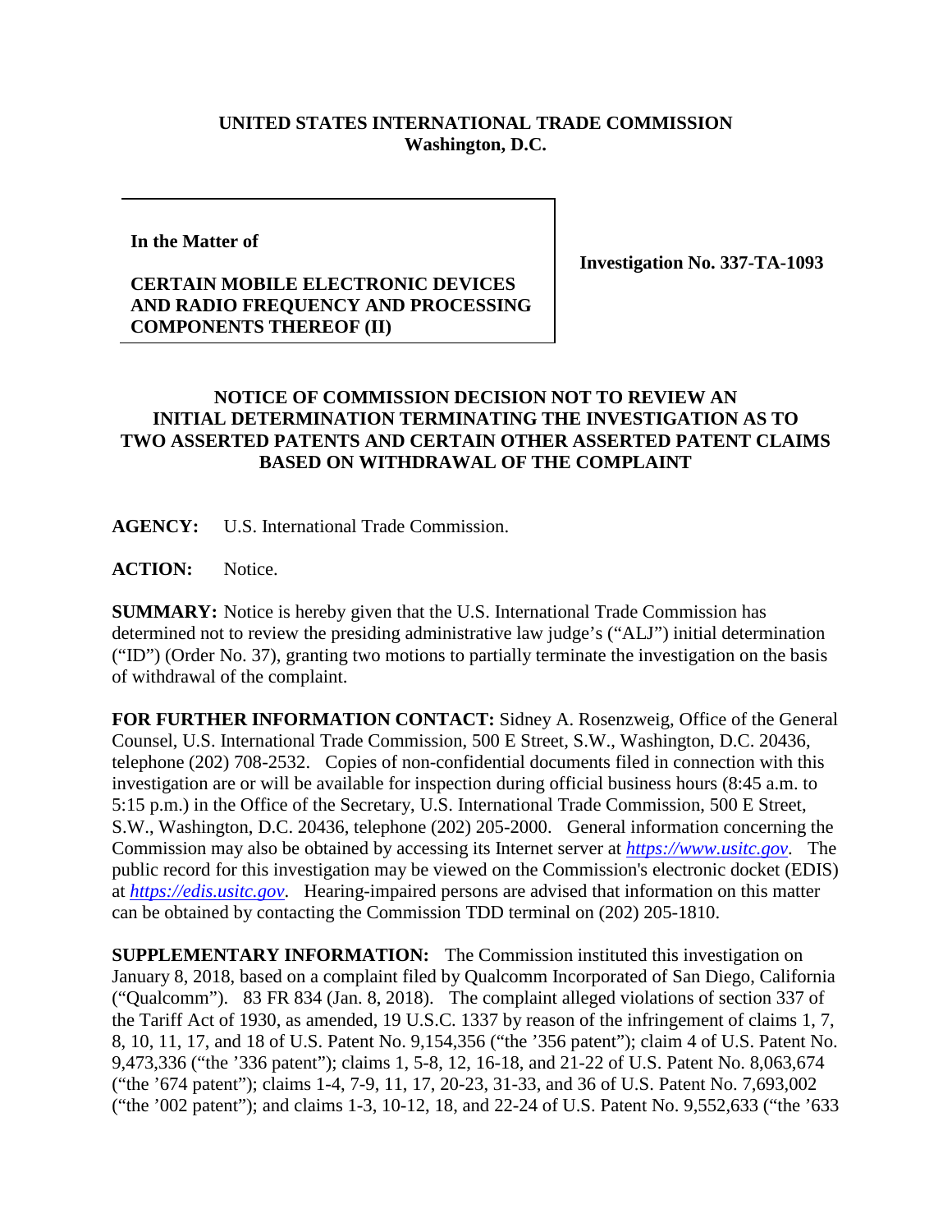**UNITED STATES INTERNATIONAL TRADE COMMISSION**
**Washington, D.C.**

| | |
|---|---|
| **In the Matter of**<br><br>**CERTAIN MOBILE ELECTRONIC DEVICES AND RADIO FREQUENCY AND PROCESSING COMPONENTS THEREOF (II)** | **Investigation No. 337-TA-1093** |

**NOTICE OF COMMISSION DECISION NOT TO REVIEW AN INITIAL DETERMINATION TERMINATING THE INVESTIGATION AS TO TWO ASSERTED PATENTS AND CERTAIN OTHER ASSERTED PATENT CLAIMS BASED ON WITHDRAWAL OF THE COMPLAINT**

**AGENCY:** U.S. International Trade Commission.

**ACTION:** Notice.

**SUMMARY:** Notice is hereby given that the U.S. International Trade Commission has determined not to review the presiding administrative law judge's ("ALJ") initial determination ("ID") (Order No. 37), granting two motions to partially terminate the investigation on the basis of withdrawal of the complaint.

**FOR FURTHER INFORMATION CONTACT:** Sidney A. Rosenzweig, Office of the General Counsel, U.S. International Trade Commission, 500 E Street, S.W., Washington, D.C. 20436, telephone (202) 708-2532. Copies of non-confidential documents filed in connection with this investigation are or will be available for inspection during official business hours (8:45 a.m. to 5:15 p.m.) in the Office of the Secretary, U.S. International Trade Commission, 500 E Street, S.W., Washington, D.C. 20436, telephone (202) 205-2000. General information concerning the Commission may also be obtained by accessing its Internet server at *https://www.usitc.gov*. The public record for this investigation may be viewed on the Commission's electronic docket (EDIS) at *https://edis.usitc.gov*. Hearing-impaired persons are advised that information on this matter can be obtained by contacting the Commission TDD terminal on (202) 205-1810.

**SUPPLEMENTARY INFORMATION:** The Commission instituted this investigation on January 8, 2018, based on a complaint filed by Qualcomm Incorporated of San Diego, California ("Qualcomm"). 83 FR 834 (Jan. 8, 2018). The complaint alleged violations of section 337 of the Tariff Act of 1930, as amended, 19 U.S.C. 1337 by reason of the infringement of claims 1, 7, 8, 10, 11, 17, and 18 of U.S. Patent No. 9,154,356 ("the '356 patent"); claim 4 of U.S. Patent No. 9,473,336 ("the '336 patent"); claims 1, 5-8, 12, 16-18, and 21-22 of U.S. Patent No. 8,063,674 ("the '674 patent"); claims 1-4, 7-9, 11, 17, 20-23, 31-33, and 36 of U.S. Patent No. 7,693,002 ("the '002 patent"); and claims 1-3, 10-12, 18, and 22-24 of U.S. Patent No. 9,552,633 ("the '633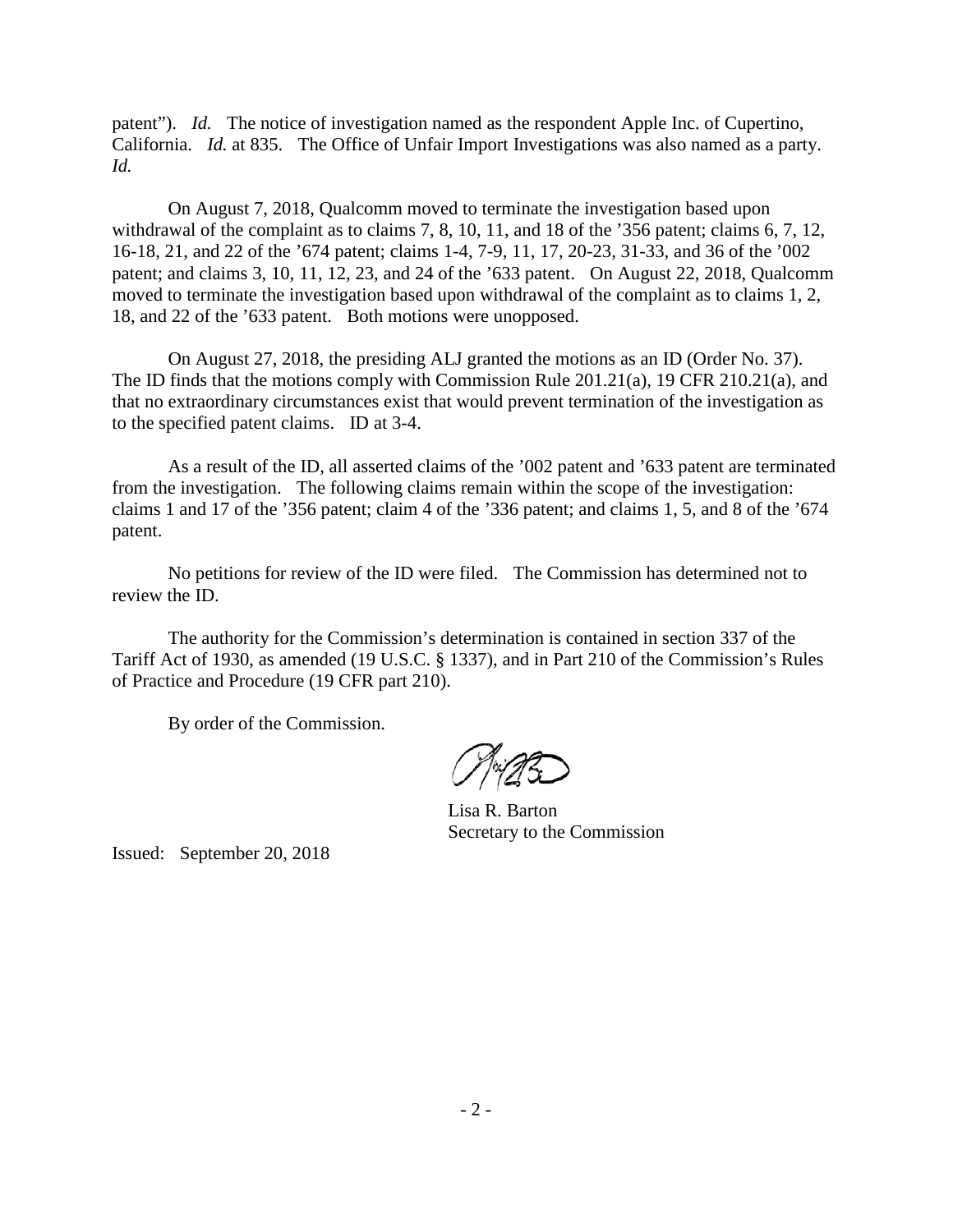patent"). *Id.* The notice of investigation named as the respondent Apple Inc. of Cupertino, California. *Id.* at 835. The Office of Unfair Import Investigations was also named as a party. *Id.*

On August 7, 2018, Qualcomm moved to terminate the investigation based upon withdrawal of the complaint as to claims 7, 8, 10, 11, and 18 of the '356 patent; claims 6, 7, 12, 16-18, 21, and 22 of the '674 patent; claims 1-4, 7-9, 11, 17, 20-23, 31-33, and 36 of the '002 patent; and claims 3, 10, 11, 12, 23, and 24 of the '633 patent. On August 22, 2018, Qualcomm moved to terminate the investigation based upon withdrawal of the complaint as to claims 1, 2, 18, and 22 of the '633 patent. Both motions were unopposed.

On August 27, 2018, the presiding ALJ granted the motions as an ID (Order No. 37). The ID finds that the motions comply with Commission Rule 201.21(a), 19 CFR 210.21(a), and that no extraordinary circumstances exist that would prevent termination of the investigation as to the specified patent claims. ID at 3-4.

As a result of the ID, all asserted claims of the '002 patent and '633 patent are terminated from the investigation. The following claims remain within the scope of the investigation: claims 1 and 17 of the '356 patent; claim 4 of the '336 patent; and claims 1, 5, and 8 of the '674 patent.

No petitions for review of the ID were filed. The Commission has determined not to review the ID.

The authority for the Commission's determination is contained in section 337 of the Tariff Act of 1930, as amended (19 U.S.C. § 1337), and in Part 210 of the Commission's Rules of Practice and Procedure (19 CFR part 210).

By order of the Commission.

Lisa R. Barton
Secretary to the Commission

Issued: September 20, 2018